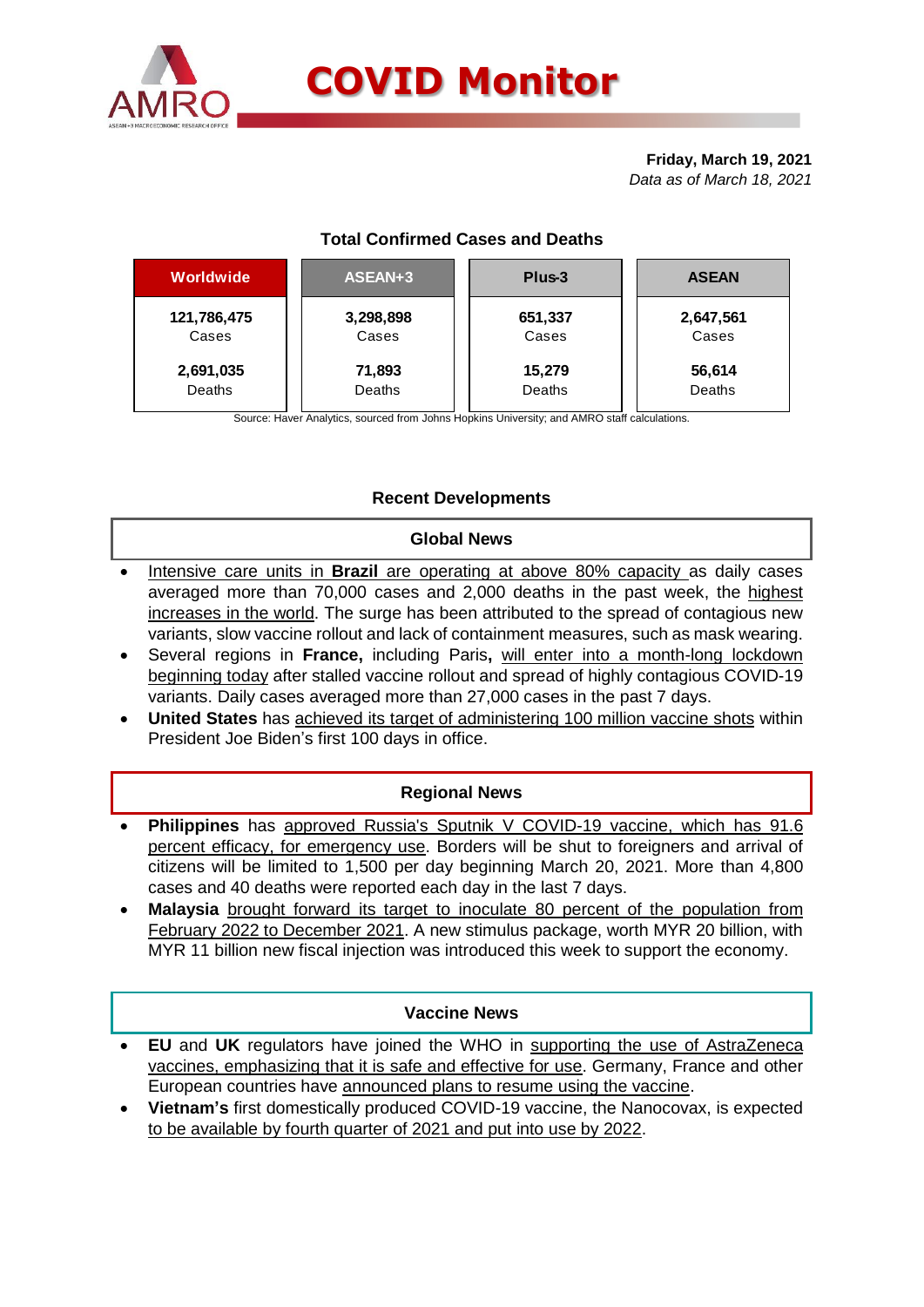# COVID Monitor

**Friday, March 19, 2021**
*Data as of March 18, 2021*

## Total Confirmed Cases and Deaths

| Worldwide | ASEAN+3 | Plus-3 | ASEAN |
|---|---|---|---|
| **121,786,475** Cases | **3,298,898** Cases | **651,337** Cases | **2,647,561** Cases |
| **2,691,035** Deaths | **71,893** Deaths | **15,279** Deaths | **56,614** Deaths |

Source: Haver Analytics, sourced from Johns Hopkins University; and AMRO staff calculations.

## Recent Developments

### Global News

- Intensive care units in **Brazil** are operating at above 80% capacity as daily cases averaged more than 70,000 cases and 2,000 deaths in the past week, the highest increases in the world. The surge has been attributed to the spread of contagious new variants, slow vaccine rollout and lack of containment measures, such as mask wearing.
- Several regions in **France,** including Paris**,** will enter into a month-long lockdown beginning today after stalled vaccine rollout and spread of highly contagious COVID-19 variants. Daily cases averaged more than 27,000 cases in the past 7 days.
- **United States** has achieved its target of administering 100 million vaccine shots within President Joe Biden's first 100 days in office.

### Regional News

- **Philippines** has approved Russia's Sputnik V COVID-19 vaccine, which has 91.6 percent efficacy, for emergency use. Borders will be shut to foreigners and arrival of citizens will be limited to 1,500 per day beginning March 20, 2021. More than 4,800 cases and 40 deaths were reported each day in the last 7 days.
- **Malaysia** brought forward its target to inoculate 80 percent of the population from February 2022 to December 2021. A new stimulus package, worth MYR 20 billion, with MYR 11 billion new fiscal injection was introduced this week to support the economy.

### Vaccine News

- **EU** and **UK** regulators have joined the WHO in supporting the use of AstraZeneca vaccines, emphasizing that it is safe and effective for use. Germany, France and other European countries have announced plans to resume using the vaccine.
- **Vietnam's** first domestically produced COVID-19 vaccine, the Nanocovax, is expected to be available by fourth quarter of 2021 and put into use by 2022.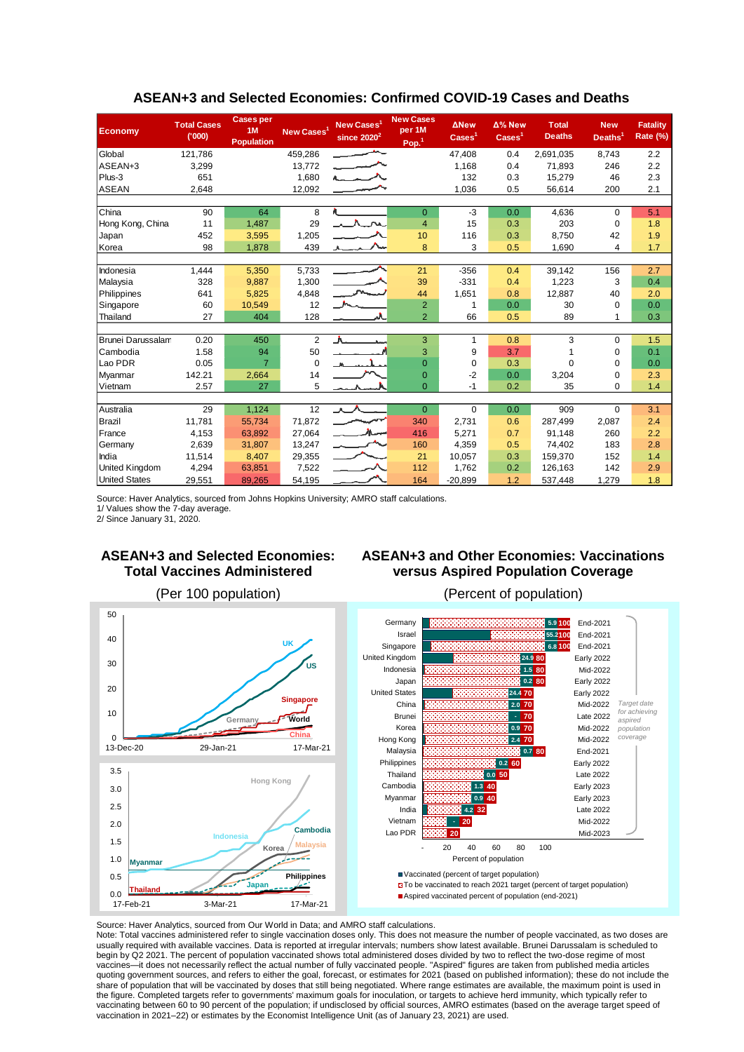## ASEAN+3 and Selected Economies: Confirmed COVID-19 Cases and Deaths

| Economy | Total Cases ('000) | Cases per 1M Population | New Cases[1] | New Cases[1] since 2020[2] | New Cases per 1M Pop.[1] | ΔNew Cases[1] | Δ% New Cases[1] | Total Deaths | New Deaths[1] | Fatality Rate (%) |
|---|---|---|---|---|---|---|---|---|---|---|
| Global | 121,786 | | 459,286 | | | 47,408 | 0.4 | 2,691,035 | 8,743 | 2.2 |
| ASEAN+3 | 3,299 | | 13,772 | | | 1,168 | 0.4 | 71,893 | 246 | 2.2 |
| Plus-3 | 651 | | 1,680 | | | 132 | 0.3 | 15,279 | 46 | 2.3 |
| ASEAN | 2,648 | | 12,092 | | | 1,036 | 0.5 | 56,614 | 200 | 2.1 |
| | | | | | | | | | | |
| China | 90 | 64 | 8 | | 0 | -3 | 0.0 | 4,636 | 0 | 5.1 |
| Hong Kong, China | 11 | 1,487 | 29 | | 4 | 15 | 0.3 | 203 | 0 | 1.8 |
| Japan | 452 | 3,595 | 1,205 | | 10 | 116 | 0.3 | 8,750 | 42 | 1.9 |
| Korea | 98 | 1,878 | 439 | | 8 | 3 | 0.5 | 1,690 | 4 | 1.7 |
| | | | | | | | | | | |
| Indonesia | 1,444 | 5,350 | 5,733 | | 21 | -356 | 0.4 | 39,142 | 156 | 2.7 |
| Malaysia | 328 | 9,887 | 1,300 | | 39 | -331 | 0.4 | 1,223 | 3 | 0.4 |
| Philippines | 641 | 5,825 | 4,848 | | 44 | 1,651 | 0.8 | 12,887 | 40 | 2.0 |
| Singapore | 60 | 10,549 | 12 | | 2 | 1 | 0.0 | 30 | 0 | 0.0 |
| Thailand | 27 | 404 | 128 | | 2 | 66 | 0.5 | 89 | 1 | 0.3 |
| | | | | | | | | | | |
| Brunei Darussalam | 0.20 | 450 | 2 | | 3 | 1 | 0.8 | 3 | 0 | 1.5 |
| Cambodia | 1.58 | 94 | 50 | | 3 | 9 | 3.7 | 1 | 0 | 0.1 |
| Lao PDR | 0.05 | 7 | 0 | | 0 | 0 | 0.3 | 0 | 0 | 0.0 |
| Myanmar | 142.21 | 2,664 | 14 | | 0 | -2 | 0.0 | 3,204 | 0 | 2.3 |
| Vietnam | 2.57 | 27 | 5 | | 0 | -1 | 0.2 | 35 | 0 | 1.4 |
| | | | | | | | | | | |
| Australia | 29 | 1,124 | 12 | | 0 | 0 | 0.0 | 909 | 0 | 3.1 |
| Brazil | 11,781 | 55,734 | 71,872 | | 340 | 2,731 | 0.6 | 287,499 | 2,087 | 2.4 |
| France | 4,153 | 63,892 | 27,064 | | 416 | 5,271 | 0.7 | 91,148 | 260 | 2.2 |
| Germany | 2,639 | 31,807 | 13,247 | | 160 | 4,359 | 0.5 | 74,402 | 183 | 2.8 |
| India | 11,514 | 8,407 | 29,355 | | 21 | 10,057 | 0.3 | 159,370 | 152 | 1.4 |
| United Kingdom | 4,294 | 63,851 | 7,522 | | 112 | 1,762 | 0.2 | 126,163 | 142 | 2.9 |
| United States | 29,551 | 89,265 | 54,195 | | 164 | -20,899 | 1.2 | 537,448 | 1,279 | 1.8 |

Source: Haver Analytics, sourced from Johns Hopkins University; AMRO staff calculations.
1/ Values show the 7-day average.
2/ Since January 31, 2020.

## ASEAN+3 and Selected Economies: Total Vaccines Administered

(Per 100 population)

## ASEAN+3 and Other Economies: Vaccinations versus Aspired Population Coverage

(Percent of population)

| Economy | Vaccinated (percent of target population) | Aspired vaccinated percent of population (end-2021) | Target date for achieving aspired population coverage |
|---|---|---|---|
| Germany | 5.9 | 100 | End-2021 |
| Israel | 55.2 | 100 | End-2021 |
| Singapore | 6.8 | 100 | End-2021 |
| United Kingdom | 24.9 | 80 | Early 2022 |
| Indonesia | 1.5 | 80 | Mid-2022 |
| Japan | 0.2 | 80 | Early 2022 |
| United States | 24.4 | 70 | Early 2022 |
| China | 2.0 | 70 | Mid-2022 |
| Brunei | - | 70 | Late 2022 |
| Korea | 0.9 | 70 | Mid-2022 |
| Hong Kong | 2.4 | 70 | Mid-2022 |
| Malaysia | 0.7 | 80 | End-2021 |
| Philippines | 0.2 | 60 | Early 2022 |
| Thailand | 0.0 | 50 | Late 2022 |
| Cambodia | 1.3 | 40 | Early 2023 |
| Myanmar | 0.9 | 40 | Early 2023 |
| India | 4.2 | 32 | Late 2022 |
| Vietnam | - | 20 | Mid-2022 |
| Lao PDR | | 20 | Mid-2023 |

Source: Haver Analytics, sourced from Our World in Data; and AMRO staff calculations.
Note: Total vaccines administered refer to single vaccination doses only. This does not measure the number of people vaccinated, as two doses are usually required with available vaccines. Data is reported at irregular intervals; numbers show latest available. Brunei Darussalam is scheduled to begin by Q2 2021. The percent of population vaccinated shows total administered doses divided by two to reflect the two-dose regime of most vaccines—it does not necessarily reflect the actual number of fully vaccinated people. "Aspired" figures are taken from published media articles quoting government sources, and refers to either the goal, forecast, or estimates for 2021 (based on published information); these do not include the share of population that will be vaccinated by doses that still being negotiated. Where range estimates are available, the maximum point is used in the figure. Completed targets refer to governments' maximum goals for inoculation, or targets to achieve herd immunity, which typically refer to vaccinating between 60 to 90 percent of the population; if undisclosed by official sources, AMRO estimates (based on the average target speed of vaccination in 2021–22) or estimates by the Economist Intelligence Unit (as of January 23, 2021) are used.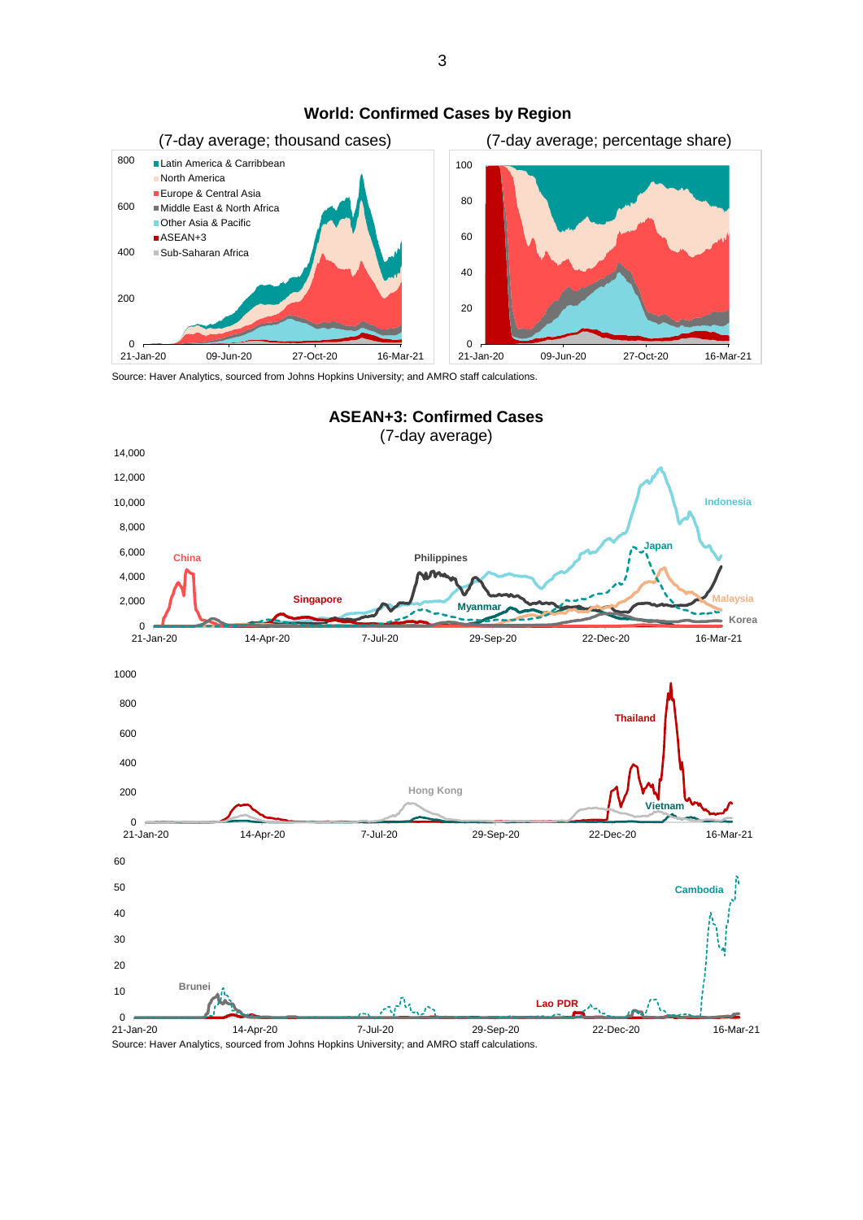**World: Confirmed Cases by Region**

(7-day average; thousand cases) | (7-day average; percentage share)

Legend: Latin America & Carribbean; North America; Europe & Central Asia; Middle East & North Africa; Other Asia & Pacific; ASEAN+3; Sub-Saharan Africa

Source: Haver Analytics, sourced from Johns Hopkins University; and AMRO staff calculations.

**ASEAN+3: Confirmed Cases**

(7-day average)

Source: Haver Analytics, sourced from Johns Hopkins University; and AMRO staff calculations.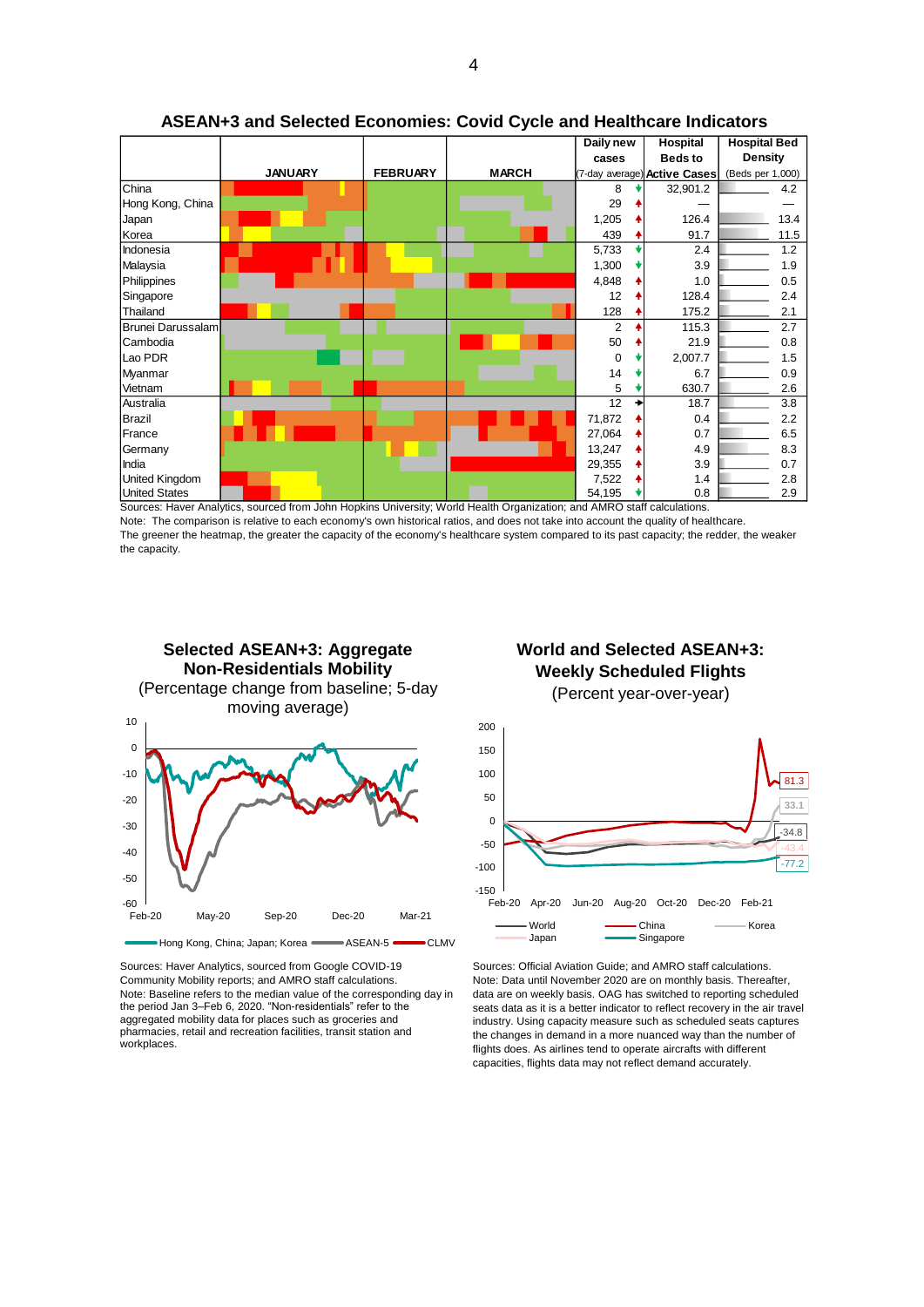## ASEAN+3 and Selected Economies: Covid Cycle and Healthcare Indicators

| | JANUARY | FEBRUARY | MARCH | Daily new cases (7-day average) | | Hospital Beds to Active Cases | Hospital Bed Density (Beds per 1,000) |
|---|---|---|---|---|---|---|---|
| China | | | | 8 | ↓ | 32,901.2 | 4.2 |
| Hong Kong, China | | | | 29 | ↑ | — | — |
| Japan | | | | 1,205 | ↑ | 126.4 | 13.4 |
| Korea | | | | 439 | ↑ | 91.7 | 11.5 |
| Indonesia | | | | 5,733 | ↓ | 2.4 | 1.2 |
| Malaysia | | | | 1,300 | ↓ | 3.9 | 1.9 |
| Philippines | | | | 4,848 | ↑ | 1.0 | 0.5 |
| Singapore | | | | 12 | ↑ | 128.4 | 2.4 |
| Thailand | | | | 128 | ↑ | 175.2 | 2.1 |
| Brunei Darussalam | | | | 2 | ↑ | 115.3 | 2.7 |
| Cambodia | | | | 50 | ↑ | 21.9 | 0.8 |
| Lao PDR | | | | 0 | ↓ | 2,007.7 | 1.5 |
| Myanmar | | | | 14 | ↓ | 6.7 | 0.9 |
| Vietnam | | | | 5 | ↓ | 630.7 | 2.6 |
| Australia | | | | 12 | → | 18.7 | 3.8 |
| Brazil | | | | 71,872 | ↑ | 0.4 | 2.2 |
| France | | | | 27,064 | ↑ | 0.7 | 6.5 |
| Germany | | | | 13,247 | ↑ | 4.9 | 8.3 |
| India | | | | 29,355 | ↑ | 3.9 | 0.7 |
| United Kingdom | | | | 7,522 | ↑ | 1.4 | 2.8 |
| United States | | | | 54,195 | ↓ | 0.8 | 2.9 |

Sources: Haver Analytics, sourced from John Hopkins University; World Health Organization; and AMRO staff calculations.
Note: The comparison is relative to each economy's own historical ratios, and does not take into account the quality of healthcare.
The greener the heatmap, the greater the capacity of the economy's healthcare system compared to its past capacity; the redder, the weaker the capacity.

### Selected ASEAN+3: Aggregate Non-Residentials Mobility
(Percentage change from baseline; 5-day moving average)

10
0
-10
-20
-30
-40
-50
-60
Feb-20
May-20
Sep-20
Dec-20
Mar-21

Hong Kong, China; Japan; Korea — ASEAN-5 — CLMV

Sources: Haver Analytics, sourced from Google COVID-19 Community Mobility reports; and AMRO staff calculations.
Note: Baseline refers to the median value of the corresponding day in the period Jan 3–Feb 6, 2020. "Non-residentials" refer to the aggregated mobility data for places such as groceries and pharmacies, retail and recreation facilities, transit station and workplaces.

### World and Selected ASEAN+3: Weekly Scheduled Flights
(Percent year-over-year)

200
150
100
50
0
-50
-100
-150
Feb-20
Apr-20
Jun-20
Aug-20
Oct-20
Dec-20
Feb-21

81.3
33.1
-34.8
-43.4
-77.2

World — China — Korea — Japan — Singapore

Sources: Official Aviation Guide; and AMRO staff calculations.
Note: Data until November 2020 are on monthly basis. Thereafter, data are on weekly basis. OAG has switched to reporting scheduled seats data as it is a better indicator to reflect recovery in the air travel industry. Using capacity measure such as scheduled seats captures the changes in demand in a more nuanced way than the number of flights does. As airlines tend to operate aircrafts with different capacities, flights data may not reflect demand accurately.